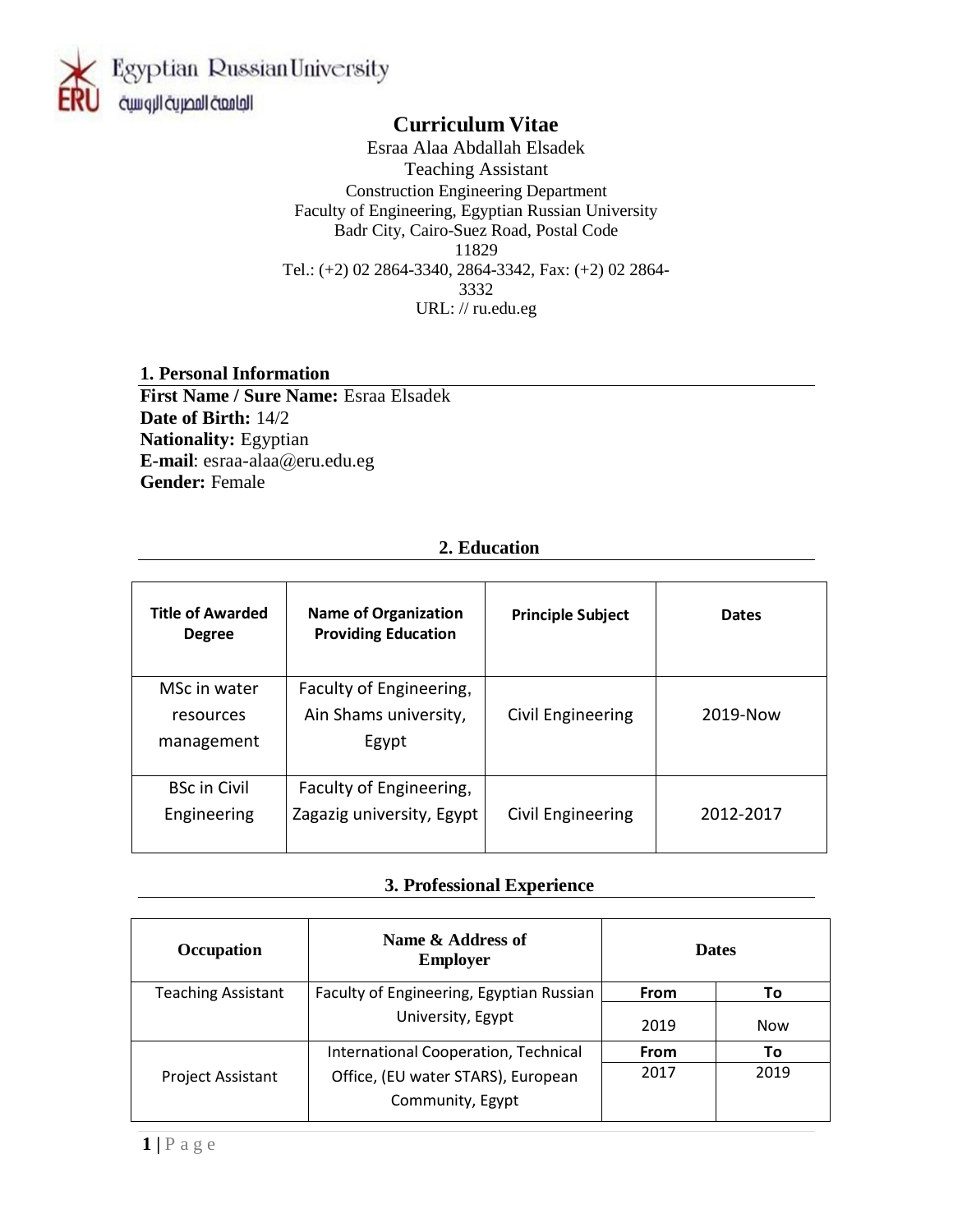Egyptian Russian University

الجامعة المصرية الروسية

# Curriculum Vitae

Esraa Alaa Abdallah Elsadek
Teaching Assistant
Construction Engineering Department
Faculty of Engineering, Egyptian Russian University
Badr City, Cairo-Suez Road, Postal Code 11829
Tel.: (+2) 02 2864-3340, 2864-3342, Fax: (+2) 02 2864-3332
URL: // ru.edu.eg

## 1. Personal Information

**First Name / Sure Name:** Esraa Elsadek
**Date of Birth:** 14/2
**Nationality:** Egyptian
**E-mail**: esraa-alaa@eru.edu.eg
**Gender:** Female

## 2. Education

| Title of Awarded Degree | Name of Organization Providing Education | Principle Subject | Dates |
|---|---|---|---|
| MSc in water resources management | Faculty of Engineering, Ain Shams university, Egypt | Civil Engineering | 2019-Now |
| BSc in Civil Engineering | Faculty of Engineering, Zagazig university, Egypt | Civil Engineering | 2012-2017 |

## 3. Professional Experience

| Occupation | Name & Address of Employer | Dates | |
|---|---|---|---|
| | | From | To |
| Teaching Assistant | Faculty of Engineering, Egyptian Russian University, Egypt | 2019 | Now |
| Project Assistant | International Cooperation, Technical Office, (EU water STARS), European Community, Egypt | 2017 | 2019 |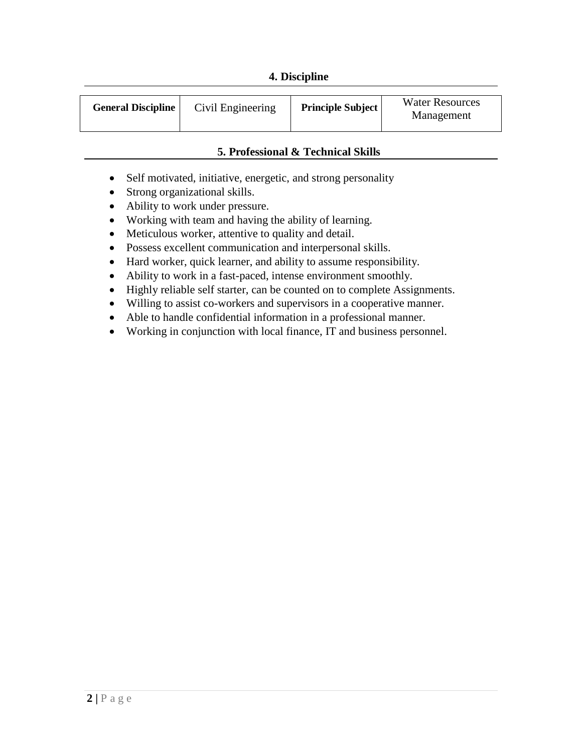## 4. Discipline

| General Discipline | Civil Engineering | Principle Subject | Water Resources Management |
|---|---|---|---|

## 5. Professional & Technical Skills

- Self motivated, initiative, energetic, and strong personality
- Strong organizational skills.
- Ability to work under pressure.
- Working with team and having the ability of learning.
- Meticulous worker, attentive to quality and detail.
- Possess excellent communication and interpersonal skills.
- Hard worker, quick learner, and ability to assume responsibility.
- Ability to work in a fast-paced, intense environment smoothly.
- Highly reliable self starter, can be counted on to complete Assignments.
- Willing to assist co-workers and supervisors in a cooperative manner.
- Able to handle confidential information in a professional manner.
- Working in conjunction with local finance, IT and business personnel.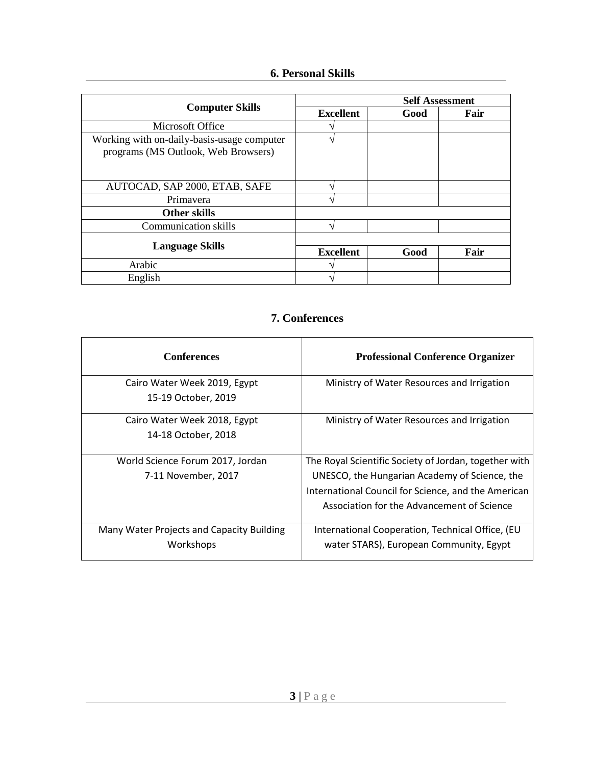## 6. Personal Skills

| Computer Skills | Self Assessment | | |
|---|---|---|---|
| | Excellent | Good | Fair |
| Microsoft Office | √ | | |
| Working with on-daily-basis-usage computer programs (MS Outlook, Web Browsers) | √ | | |
| AUTOCAD, SAP 2000, ETAB, SAFE | √ | | |
| Primavera | √ | | |
| **Other skills** | | | |
| Communication skills | √ | | |
| **Language Skills** | **Excellent** | **Good** | **Fair** |
| Arabic | √ | | |
| English | √ | | |

## 7. Conferences

| Conferences | Professional Conference Organizer |
|---|---|
| Cairo Water Week 2019, Egypt<br>15-19 October, 2019 | Ministry of Water Resources and Irrigation |
| Cairo Water Week 2018, Egypt<br>14-18 October, 2018 | Ministry of Water Resources and Irrigation |
| World Science Forum 2017, Jordan<br>7-11 November, 2017 | The Royal Scientific Society of Jordan, together with UNESCO, the Hungarian Academy of Science, the International Council for Science, and the American Association for the Advancement of Science |
| Many Water Projects and Capacity Building Workshops | International Cooperation, Technical Office, (EU water STARS), European Community, Egypt |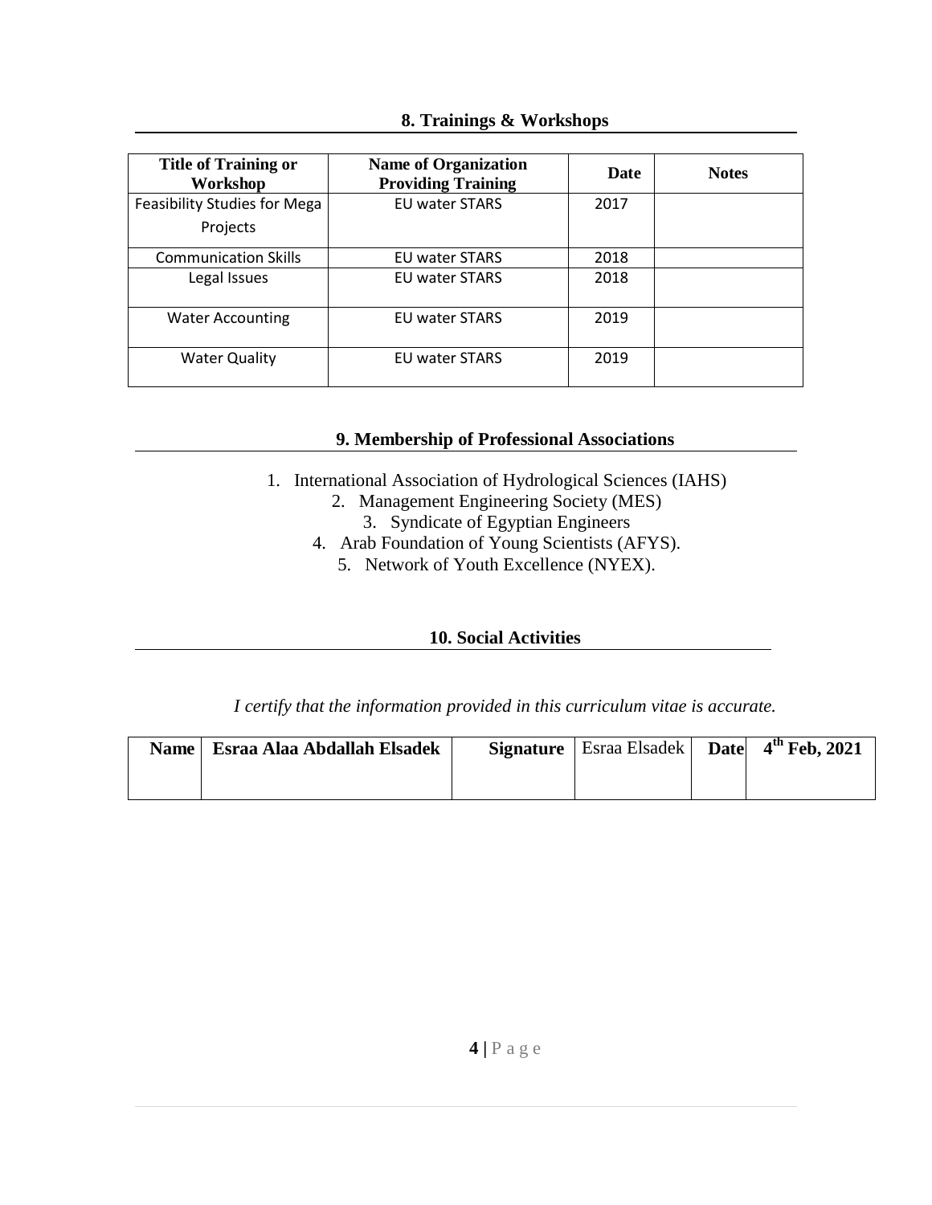## 8. Trainings & Workshops

| Title of Training or Workshop | Name of Organization Providing Training | Date | Notes |
|---|---|---|---|
| Feasibility Studies for Mega Projects | EU water STARS | 2017 | |
| Communication Skills | EU water STARS | 2018 | |
| Legal Issues | EU water STARS | 2018 | |
| Water Accounting | EU water STARS | 2019 | |
| Water Quality | EU water STARS | 2019 | |

## 9. Membership of Professional Associations

1. International Association of Hydrological Sciences (IAHS)
2. Management Engineering Society (MES)
3. Syndicate of Egyptian Engineers
4. Arab Foundation of Young Scientists (AFYS).
5. Network of Youth Excellence (NYEX).

## 10. Social Activities

*I certify that the information provided in this curriculum vitae is accurate.*

| | | | | | |
|---|---|---|---|---|---|
| **Name** | **Esraa Alaa Abdallah Elsadek** | **Signature** | Esraa Elsadek | **Date** | **4th Feb, 2021** |